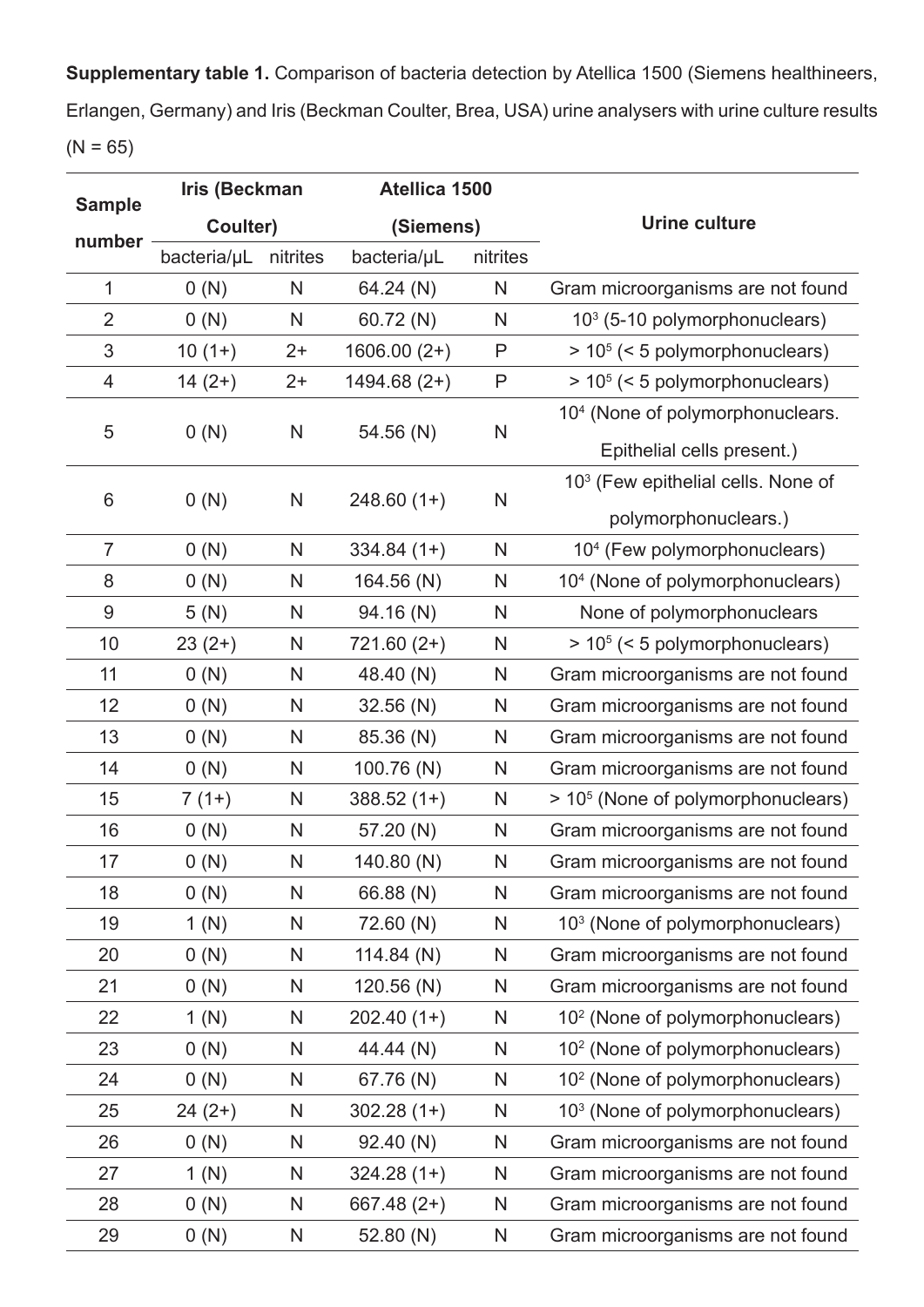**Supplementary table 1.** Comparison of bacteria detection by Atellica 1500 (Siemens healthineers, Erlangen, Germany) and Iris (Beckman Coulter, Brea, USA) urine analysers with urine culture results (N = 65)

| Sample number | Iris (Beckman Coulter) | | Atellica 1500 (Siemens) | | Urine culture |
|---|---|---|---|---|---|
| | bacteria/µL | nitrites | bacteria/µL | nitrites | |
| 1 | 0 (N) | N | 64.24 (N) | N | Gram microorganisms are not found |
| 2 | 0 (N) | N | 60.72 (N) | N | $10^3$ (5-10 polymorphonuclears) |
| 3 | 10 (1+) | 2+ | 1606.00 (2+) | P | > $10^5$ (< 5 polymorphonuclears) |
| 4 | 14 (2+) | 2+ | 1494.68 (2+) | P | > $10^5$ (< 5 polymorphonuclears) |
| 5 | 0 (N) | N | 54.56 (N) | N | $10^4$ (None of polymorphonuclears. Epithelial cells present.) |
| 6 | 0 (N) | N | 248.60 (1+) | N | $10^3$ (Few epithelial cells. None of polymorphonuclears.) |
| 7 | 0 (N) | N | 334.84 (1+) | N | $10^4$ (Few polymorphonuclears) |
| 8 | 0 (N) | N | 164.56 (N) | N | $10^4$ (None of polymorphonuclears) |
| 9 | 5 (N) | N | 94.16 (N) | N | None of polymorphonuclears |
| 10 | 23 (2+) | N | 721.60 (2+) | N | > $10^5$ (< 5 polymorphonuclears) |
| 11 | 0 (N) | N | 48.40 (N) | N | Gram microorganisms are not found |
| 12 | 0 (N) | N | 32.56 (N) | N | Gram microorganisms are not found |
| 13 | 0 (N) | N | 85.36 (N) | N | Gram microorganisms are not found |
| 14 | 0 (N) | N | 100.76 (N) | N | Gram microorganisms are not found |
| 15 | 7 (1+) | N | 388.52 (1+) | N | > $10^5$ (None of polymorphonuclears) |
| 16 | 0 (N) | N | 57.20 (N) | N | Gram microorganisms are not found |
| 17 | 0 (N) | N | 140.80 (N) | N | Gram microorganisms are not found |
| 18 | 0 (N) | N | 66.88 (N) | N | Gram microorganisms are not found |
| 19 | 1 (N) | N | 72.60 (N) | N | $10^3$ (None of polymorphonuclears) |
| 20 | 0 (N) | N | 114.84 (N) | N | Gram microorganisms are not found |
| 21 | 0 (N) | N | 120.56 (N) | N | Gram microorganisms are not found |
| 22 | 1 (N) | N | 202.40 (1+) | N | $10^2$ (None of polymorphonuclears) |
| 23 | 0 (N) | N | 44.44 (N) | N | $10^2$ (None of polymorphonuclears) |
| 24 | 0 (N) | N | 67.76 (N) | N | $10^2$ (None of polymorphonuclears) |
| 25 | 24 (2+) | N | 302.28 (1+) | N | $10^3$ (None of polymorphonuclears) |
| 26 | 0 (N) | N | 92.40 (N) | N | Gram microorganisms are not found |
| 27 | 1 (N) | N | 324.28 (1+) | N | Gram microorganisms are not found |
| 28 | 0 (N) | N | 667.48 (2+) | N | Gram microorganisms are not found |
| 29 | 0 (N) | N | 52.80 (N) | N | Gram microorganisms are not found |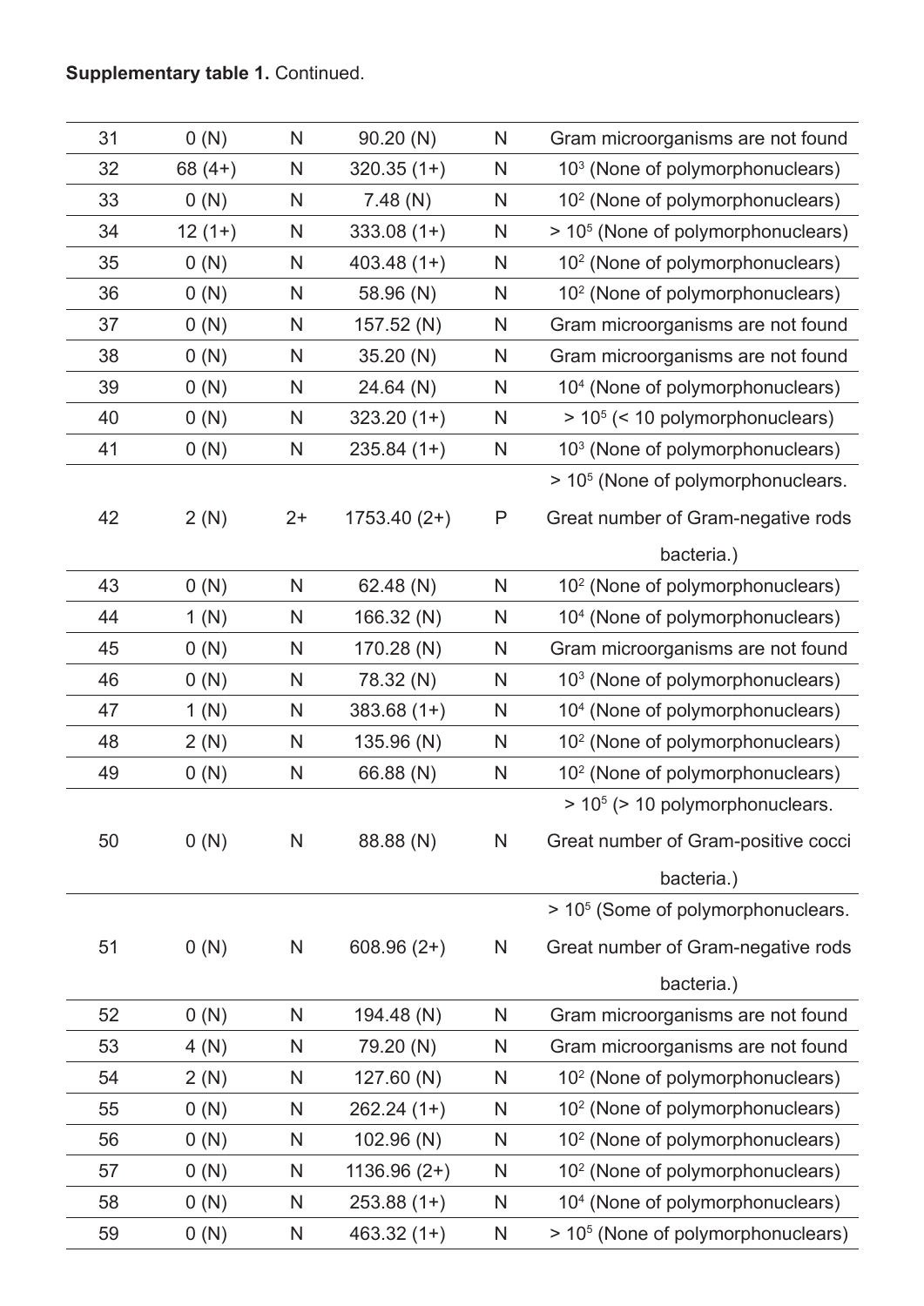**Supplementary table 1.** Continued.

| | | | | | |
|---|---|---|---|---|---|
| 31 | 0 (N) | N | 90.20 (N) | N | Gram microorganisms are not found |
| 32 | 68 (4+) | N | 320.35 (1+) | N | $10^3$ (None of polymorphonuclears) |
| 33 | 0 (N) | N | 7.48 (N) | N | $10^2$ (None of polymorphonuclears) |
| 34 | 12 (1+) | N | 333.08 (1+) | N | > $10^5$ (None of polymorphonuclears) |
| 35 | 0 (N) | N | 403.48 (1+) | N | $10^2$ (None of polymorphonuclears) |
| 36 | 0 (N) | N | 58.96 (N) | N | $10^2$ (None of polymorphonuclears) |
| 37 | 0 (N) | N | 157.52 (N) | N | Gram microorganisms are not found |
| 38 | 0 (N) | N | 35.20 (N) | N | Gram microorganisms are not found |
| 39 | 0 (N) | N | 24.64 (N) | N | $10^4$ (None of polymorphonuclears) |
| 40 | 0 (N) | N | 323.20 (1+) | N | > $10^5$ (< 10 polymorphonuclears) |
| 41 | 0 (N) | N | 235.84 (1+) | N | $10^3$ (None of polymorphonuclears) |
| 42 | 2 (N) | 2+ | 1753.40 (2+) | P | > $10^5$ (None of polymorphonuclears. Great number of Gram-negative rods bacteria.) |
| 43 | 0 (N) | N | 62.48 (N) | N | $10^2$ (None of polymorphonuclears) |
| 44 | 1 (N) | N | 166.32 (N) | N | $10^4$ (None of polymorphonuclears) |
| 45 | 0 (N) | N | 170.28 (N) | N | Gram microorganisms are not found |
| 46 | 0 (N) | N | 78.32 (N) | N | $10^3$ (None of polymorphonuclears) |
| 47 | 1 (N) | N | 383.68 (1+) | N | $10^4$ (None of polymorphonuclears) |
| 48 | 2 (N) | N | 135.96 (N) | N | $10^2$ (None of polymorphonuclears) |
| 49 | 0 (N) | N | 66.88 (N) | N | $10^2$ (None of polymorphonuclears) |
| 50 | 0 (N) | N | 88.88 (N) | N | > $10^5$ (> 10 polymorphonuclears. Great number of Gram-positive cocci bacteria.) |
| 51 | 0 (N) | N | 608.96 (2+) | N | > $10^5$ (Some of polymorphonuclears. Great number of Gram-negative rods bacteria.) |
| 52 | 0 (N) | N | 194.48 (N) | N | Gram microorganisms are not found |
| 53 | 4 (N) | N | 79.20 (N) | N | Gram microorganisms are not found |
| 54 | 2 (N) | N | 127.60 (N) | N | $10^2$ (None of polymorphonuclears) |
| 55 | 0 (N) | N | 262.24 (1+) | N | $10^2$ (None of polymorphonuclears) |
| 56 | 0 (N) | N | 102.96 (N) | N | $10^2$ (None of polymorphonuclears) |
| 57 | 0 (N) | N | 1136.96 (2+) | N | $10^2$ (None of polymorphonuclears) |
| 58 | 0 (N) | N | 253.88 (1+) | N | $10^4$ (None of polymorphonuclears) |
| 59 | 0 (N) | N | 463.32 (1+) | N | > $10^5$ (None of polymorphonuclears) |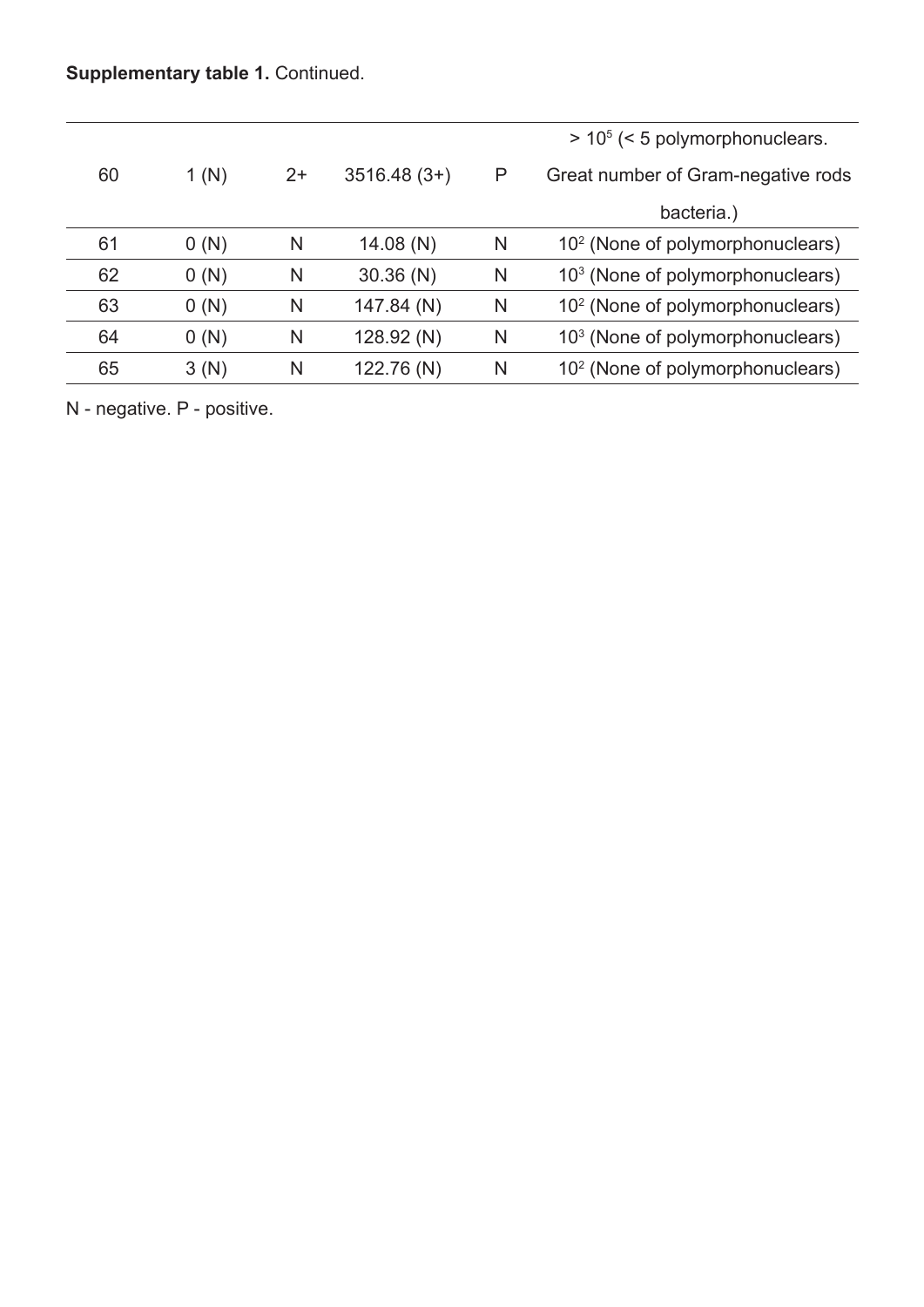**Supplementary table 1.** Continued.

| | | | | | |
|---|---|---|---|---|---|
| 60 | 1 (N) | 2+ | 3516.48 (3+) | P | > $10^5$ (< 5 polymorphonuclears. Great number of Gram-negative rods bacteria.) |
| 61 | 0 (N) | N | 14.08 (N) | N | $10^2$ (None of polymorphonuclears) |
| 62 | 0 (N) | N | 30.36 (N) | N | $10^3$ (None of polymorphonuclears) |
| 63 | 0 (N) | N | 147.84 (N) | N | $10^2$ (None of polymorphonuclears) |
| 64 | 0 (N) | N | 128.92 (N) | N | $10^3$ (None of polymorphonuclears) |
| 65 | 3 (N) | N | 122.76 (N) | N | $10^2$ (None of polymorphonuclears) |

N - negative. P - positive.